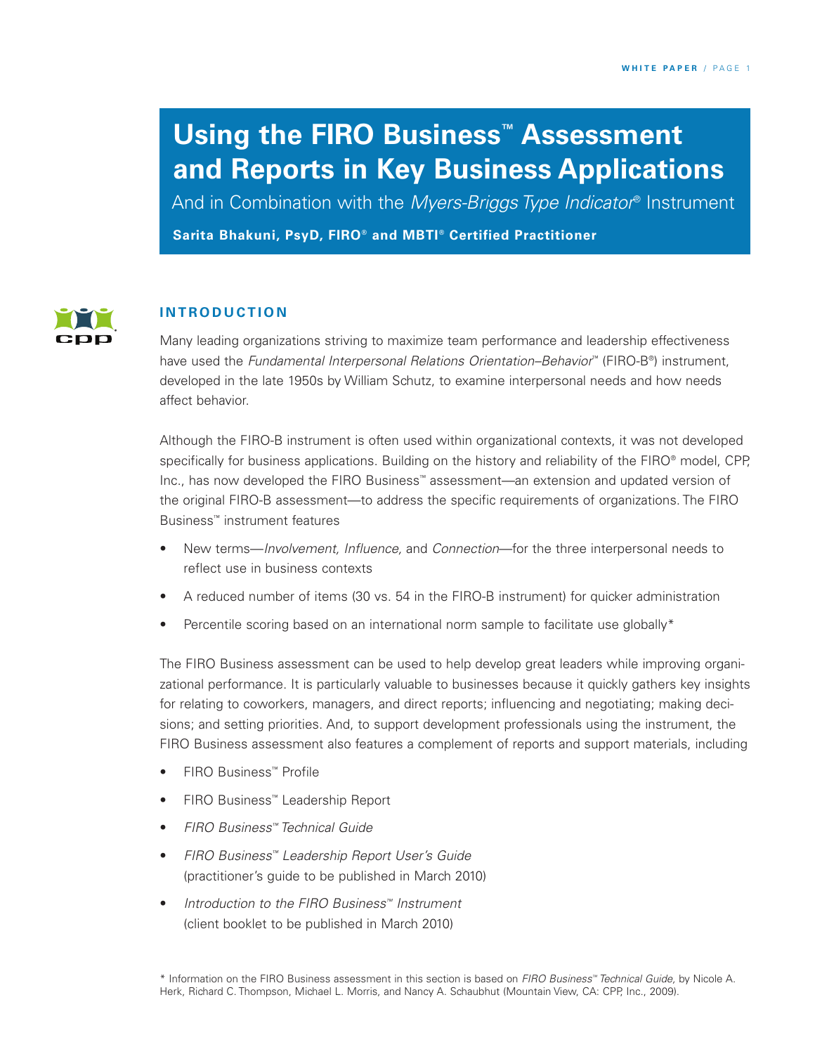# Using the FIRO Business™ Assessment and Reports in Key Business Applications

And in Combination with the *Myers-Briggs Type Indicator*® Instrument

**Sarita Bhakuni, PsyD, FIRO® and MBTI® Certified Practitioner**

## INTRODUCTION

Many leading organizations striving to maximize team performance and leadership effectiveness have used the *Fundamental Interpersonal Relations Orientation–Behavior*™ (FIRO-B®) instrument, developed in the late 1950s by William Schutz, to examine interpersonal needs and how needs affect behavior.

Although the FIRO-B instrument is often used within organizational contexts, it was not developed specifically for business applications. Building on the history and reliability of the FIRO® model, CPP, Inc., has now developed the FIRO Business™ assessment—an extension and updated version of the original FIRO-B assessment—to address the specific requirements of organizations. The FIRO Business™ instrument features

- New terms—*Involvement, Influence,* and *Connection*—for the three interpersonal needs to reflect use in business contexts
- A reduced number of items (30 vs. 54 in the FIRO-B instrument) for quicker administration
- Percentile scoring based on an international norm sample to facilitate use globally*

The FIRO Business assessment can be used to help develop great leaders while improving organizational performance. It is particularly valuable to businesses because it quickly gathers key insights for relating to coworkers, managers, and direct reports; influencing and negotiating; making decisions; and setting priorities. And, to support development professionals using the instrument, the FIRO Business assessment also features a complement of reports and support materials, including

- FIRO Business™ Profile
- FIRO Business™ Leadership Report
- *FIRO Business™ Technical Guide*
- *FIRO Business™ Leadership Report User's Guide* (practitioner's guide to be published in March 2010)
- *Introduction to the FIRO Business™ Instrument* (client booklet to be published in March 2010)

\* Information on the FIRO Business assessment in this section is based on *FIRO Business™ Technical Guide,* by Nicole A. Herk, Richard C. Thompson, Michael L. Morris, and Nancy A. Schaubhut (Mountain View, CA: CPP, Inc., 2009).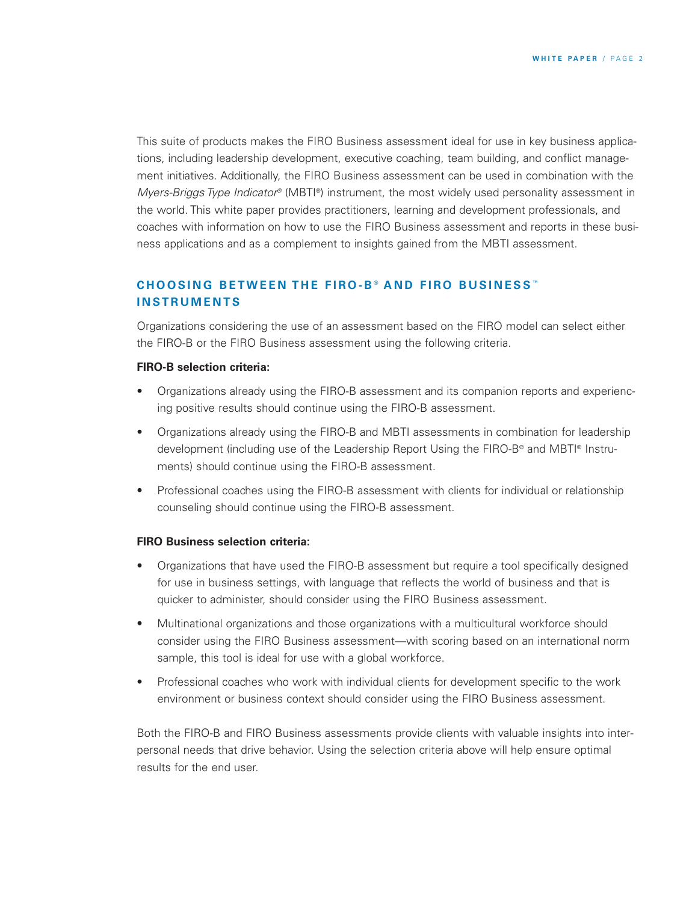This suite of products makes the FIRO Business assessment ideal for use in key business applications, including leadership development, executive coaching, team building, and conflict management initiatives. Additionally, the FIRO Business assessment can be used in combination with the *Myers-Briggs Type Indicator*® (MBTI®) instrument, the most widely used personality assessment in the world. This white paper provides practitioners, learning and development professionals, and coaches with information on how to use the FIRO Business assessment and reports in these business applications and as a complement to insights gained from the MBTI assessment.

## CHOOSING BETWEEN THE FIRO-B® AND FIRO BUSINESS™ INSTRUMENTS

Organizations considering the use of an assessment based on the FIRO model can select either the FIRO-B or the FIRO Business assessment using the following criteria.

**FIRO-B selection criteria:**

- Organizations already using the FIRO-B assessment and its companion reports and experiencing positive results should continue using the FIRO-B assessment.
- Organizations already using the FIRO-B and MBTI assessments in combination for leadership development (including use of the Leadership Report Using the FIRO-B® and MBTI® Instruments) should continue using the FIRO-B assessment.
- Professional coaches using the FIRO-B assessment with clients for individual or relationship counseling should continue using the FIRO-B assessment.

**FIRO Business selection criteria:**

- Organizations that have used the FIRO-B assessment but require a tool specifically designed for use in business settings, with language that reflects the world of business and that is quicker to administer, should consider using the FIRO Business assessment.
- Multinational organizations and those organizations with a multicultural workforce should consider using the FIRO Business assessment—with scoring based on an international norm sample, this tool is ideal for use with a global workforce.
- Professional coaches who work with individual clients for development specific to the work environment or business context should consider using the FIRO Business assessment.

Both the FIRO-B and FIRO Business assessments provide clients with valuable insights into interpersonal needs that drive behavior. Using the selection criteria above will help ensure optimal results for the end user.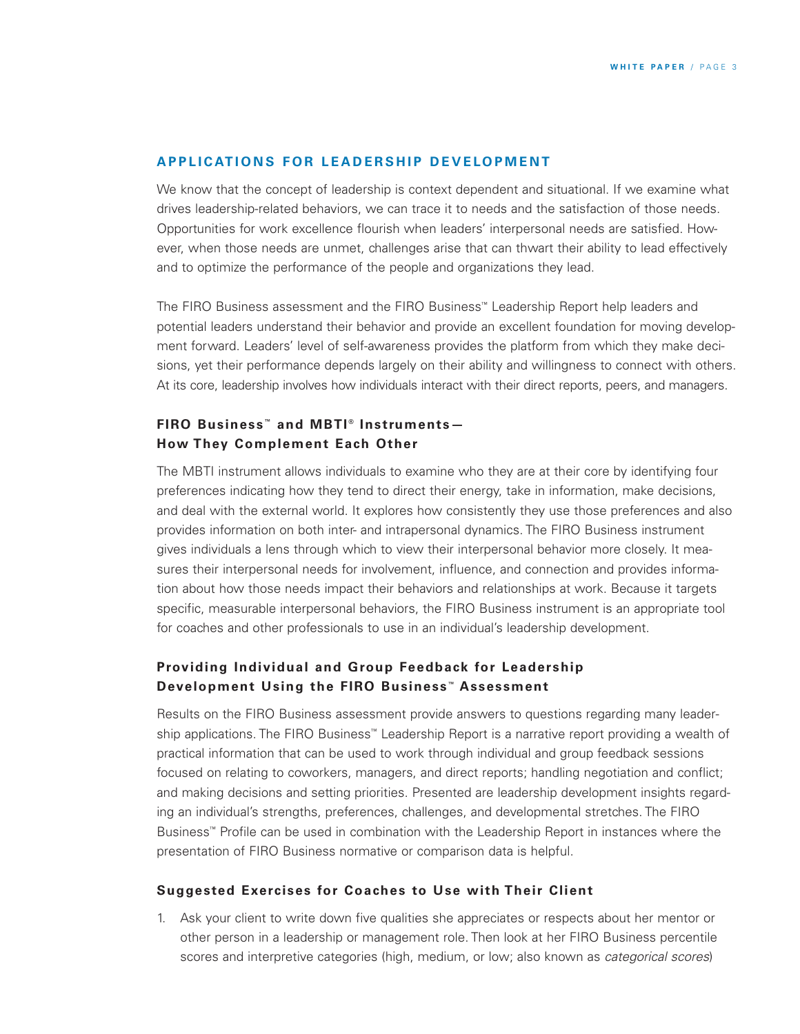## APPLICATIONS FOR LEADERSHIP DEVELOPMENT

We know that the concept of leadership is context dependent and situational. If we examine what drives leadership-related behaviors, we can trace it to needs and the satisfaction of those needs. Opportunities for work excellence flourish when leaders' interpersonal needs are satisfied. However, when those needs are unmet, challenges arise that can thwart their ability to lead effectively and to optimize the performance of the people and organizations they lead.

The FIRO Business assessment and the FIRO Business™ Leadership Report help leaders and potential leaders understand their behavior and provide an excellent foundation for moving development forward. Leaders' level of self-awareness provides the platform from which they make decisions, yet their performance depends largely on their ability and willingness to connect with others. At its core, leadership involves how individuals interact with their direct reports, peers, and managers.

### FIRO Business™ and MBTI® Instruments— How They Complement Each Other

The MBTI instrument allows individuals to examine who they are at their core by identifying four preferences indicating how they tend to direct their energy, take in information, make decisions, and deal with the external world. It explores how consistently they use those preferences and also provides information on both inter- and intrapersonal dynamics. The FIRO Business instrument gives individuals a lens through which to view their interpersonal behavior more closely. It measures their interpersonal needs for involvement, influence, and connection and provides information about how those needs impact their behaviors and relationships at work. Because it targets specific, measurable interpersonal behaviors, the FIRO Business instrument is an appropriate tool for coaches and other professionals to use in an individual's leadership development.

### Providing Individual and Group Feedback for Leadership Development Using the FIRO Business™ Assessment

Results on the FIRO Business assessment provide answers to questions regarding many leadership applications. The FIRO Business™ Leadership Report is a narrative report providing a wealth of practical information that can be used to work through individual and group feedback sessions focused on relating to coworkers, managers, and direct reports; handling negotiation and conflict; and making decisions and setting priorities. Presented are leadership development insights regarding an individual's strengths, preferences, challenges, and developmental stretches. The FIRO Business™ Profile can be used in combination with the Leadership Report in instances where the presentation of FIRO Business normative or comparison data is helpful.

### Suggested Exercises for Coaches to Use with Their Client

1. Ask your client to write down five qualities she appreciates or respects about her mentor or other person in a leadership or management role. Then look at her FIRO Business percentile scores and interpretive categories (high, medium, or low; also known as *categorical scores*)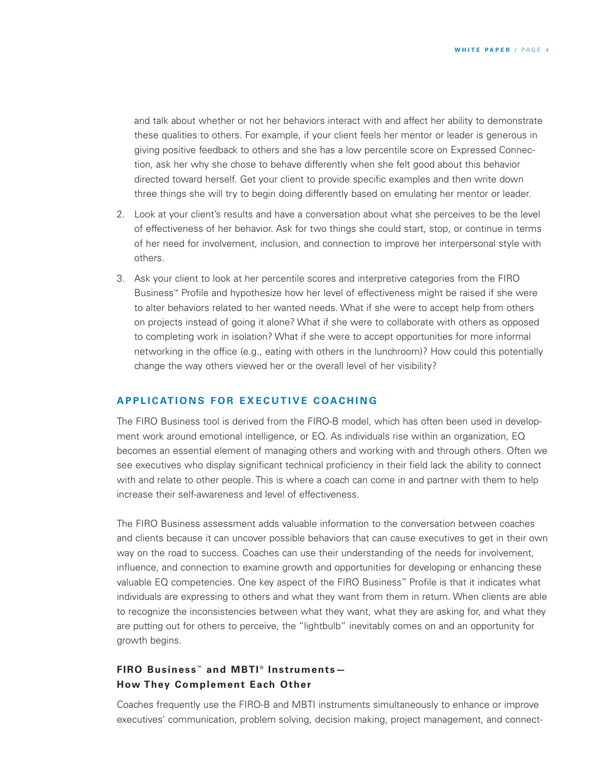and talk about whether or not her behaviors interact with and affect her ability to demonstrate these qualities to others. For example, if your client feels her mentor or leader is generous in giving positive feedback to others and she has a low percentile score on Expressed Connection, ask her why she chose to behave differently when she felt good about this behavior directed toward herself. Get your client to provide specific examples and then write down three things she will try to begin doing differently based on emulating her mentor or leader.

2. Look at your client's results and have a conversation about what she perceives to be the level of effectiveness of her behavior. Ask for two things she could start, stop, or continue in terms of her need for involvement, inclusion, and connection to improve her interpersonal style with others.
3. Ask your client to look at her percentile scores and interpretive categories from the FIRO Business™ Profile and hypothesize how her level of effectiveness might be raised if she were to alter behaviors related to her wanted needs. What if she were to accept help from others on projects instead of going it alone? What if she were to collaborate with others as opposed to completing work in isolation? What if she were to accept opportunities for more informal networking in the office (e.g., eating with others in the lunchroom)? How could this potentially change the way others viewed her or the overall level of her visibility?

## APPLICATIONS FOR EXECUTIVE COACHING

The FIRO Business tool is derived from the FIRO-B model, which has often been used in development work around emotional intelligence, or EQ. As individuals rise within an organization, EQ becomes an essential element of managing others and working with and through others. Often we see executives who display significant technical proficiency in their field lack the ability to connect with and relate to other people. This is where a coach can come in and partner with them to help increase their self-awareness and level of effectiveness.

The FIRO Business assessment adds valuable information to the conversation between coaches and clients because it can uncover possible behaviors that can cause executives to get in their own way on the road to success. Coaches can use their understanding of the needs for involvement, influence, and connection to examine growth and opportunities for developing or enhancing these valuable EQ competencies. One key aspect of the FIRO Business™ Profile is that it indicates what individuals are expressing to others and what they want from them in return. When clients are able to recognize the inconsistencies between what they want, what they are asking for, and what they are putting out for others to perceive, the "lightbulb" inevitably comes on and an opportunity for growth begins.

### FIRO Business™ and MBTI® Instruments—How They Complement Each Other

Coaches frequently use the FIRO-B and MBTI instruments simultaneously to enhance or improve executives' communication, problem solving, decision making, project management, and connect-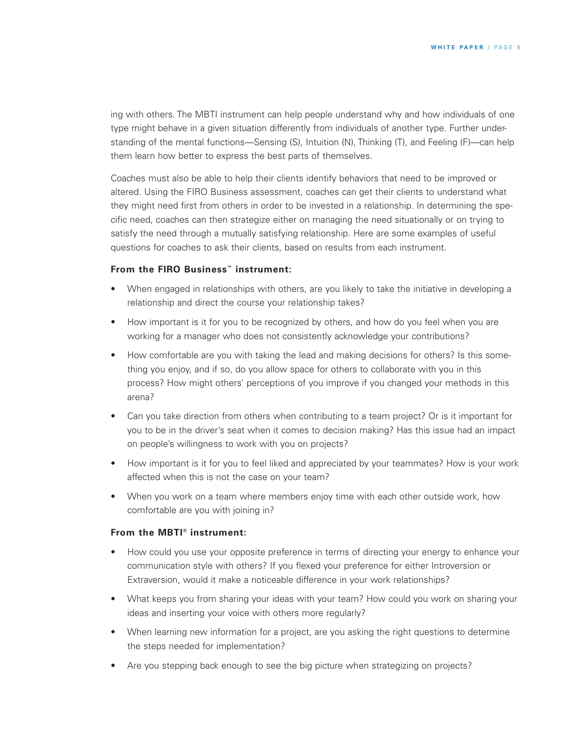ing with others. The MBTI instrument can help people understand why and how individuals of one type might behave in a given situation differently from individuals of another type. Further understanding of the mental functions—Sensing (S), Intuition (N), Thinking (T), and Feeling (F)—can help them learn how better to express the best parts of themselves.

Coaches must also be able to help their clients identify behaviors that need to be improved or altered. Using the FIRO Business assessment, coaches can get their clients to understand what they might need first from others in order to be invested in a relationship. In determining the specific need, coaches can then strategize either on managing the need situationally or on trying to satisfy the need through a mutually satisfying relationship. Here are some examples of useful questions for coaches to ask their clients, based on results from each instrument.

**From the FIRO Business™ instrument:**

- When engaged in relationships with others, are you likely to take the initiative in developing a relationship and direct the course your relationship takes?
- How important is it for you to be recognized by others, and how do you feel when you are working for a manager who does not consistently acknowledge your contributions?
- How comfortable are you with taking the lead and making decisions for others? Is this something you enjoy, and if so, do you allow space for others to collaborate with you in this process? How might others' perceptions of you improve if you changed your methods in this arena?
- Can you take direction from others when contributing to a team project? Or is it important for you to be in the driver's seat when it comes to decision making? Has this issue had an impact on people's willingness to work with you on projects?
- How important is it for you to feel liked and appreciated by your teammates? How is your work affected when this is not the case on your team?
- When you work on a team where members enjoy time with each other outside work, how comfortable are you with joining in?

**From the MBTI® instrument:**

- How could you use your opposite preference in terms of directing your energy to enhance your communication style with others? If you flexed your preference for either Introversion or Extraversion, would it make a noticeable difference in your work relationships?
- What keeps you from sharing your ideas with your team? How could you work on sharing your ideas and inserting your voice with others more regularly?
- When learning new information for a project, are you asking the right questions to determine the steps needed for implementation?
- Are you stepping back enough to see the big picture when strategizing on projects?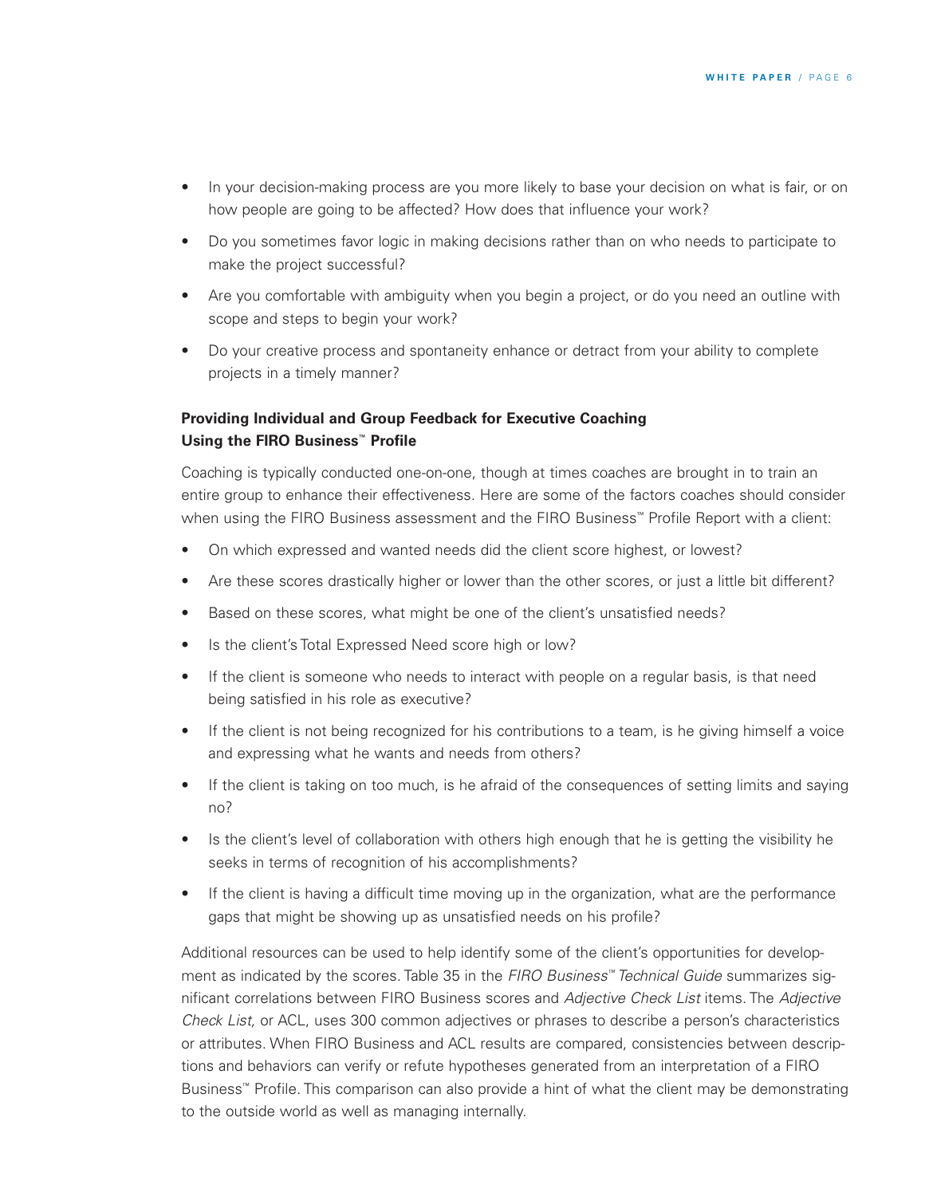- In your decision-making process are you more likely to base your decision on what is fair, or on how people are going to be affected? How does that influence your work?
- Do you sometimes favor logic in making decisions rather than on who needs to participate to make the project successful?
- Are you comfortable with ambiguity when you begin a project, or do you need an outline with scope and steps to begin your work?
- Do your creative process and spontaneity enhance or detract from your ability to complete projects in a timely manner?

### Providing Individual and Group Feedback for Executive Coaching Using the FIRO Business™ Profile

Coaching is typically conducted one-on-one, though at times coaches are brought in to train an entire group to enhance their effectiveness. Here are some of the factors coaches should consider when using the FIRO Business assessment and the FIRO Business™ Profile Report with a client:

- On which expressed and wanted needs did the client score highest, or lowest?
- Are these scores drastically higher or lower than the other scores, or just a little bit different?
- Based on these scores, what might be one of the client's unsatisfied needs?
- Is the client's Total Expressed Need score high or low?
- If the client is someone who needs to interact with people on a regular basis, is that need being satisfied in his role as executive?
- If the client is not being recognized for his contributions to a team, is he giving himself a voice and expressing what he wants and needs from others?
- If the client is taking on too much, is he afraid of the consequences of setting limits and saying no?
- Is the client's level of collaboration with others high enough that he is getting the visibility he seeks in terms of recognition of his accomplishments?
- If the client is having a difficult time moving up in the organization, what are the performance gaps that might be showing up as unsatisfied needs on his profile?

Additional resources can be used to help identify some of the client's opportunities for development as indicated by the scores. Table 35 in the *FIRO Business™ Technical Guide* summarizes significant correlations between FIRO Business scores and *Adjective Check List* items. The *Adjective Check List,* or ACL, uses 300 common adjectives or phrases to describe a person's characteristics or attributes. When FIRO Business and ACL results are compared, consistencies between descriptions and behaviors can verify or refute hypotheses generated from an interpretation of a FIRO Business™ Profile. This comparison can also provide a hint of what the client may be demonstrating to the outside world as well as managing internally.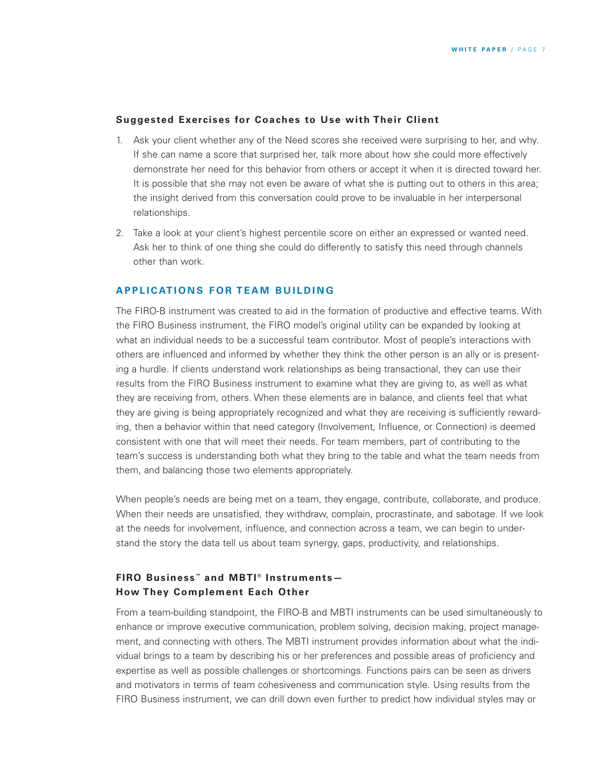### Suggested Exercises for Coaches to Use with Their Client

1. Ask your client whether any of the Need scores she received were surprising to her, and why. If she can name a score that surprised her, talk more about how she could more effectively demonstrate her need for this behavior from others or accept it when it is directed toward her. It is possible that she may not even be aware of what she is putting out to others in this area; the insight derived from this conversation could prove to be invaluable in her interpersonal relationships.
2. Take a look at your client's highest percentile score on either an expressed or wanted need. Ask her to think of one thing she could do differently to satisfy this need through channels other than work.

## APPLICATIONS FOR TEAM BUILDING

The FIRO-B instrument was created to aid in the formation of productive and effective teams. With the FIRO Business instrument, the FIRO model's original utility can be expanded by looking at what an individual needs to be a successful team contributor. Most of people's interactions with others are influenced and informed by whether they think the other person is an ally or is presenting a hurdle. If clients understand work relationships as being transactional, they can use their results from the FIRO Business instrument to examine what they are giving to, as well as what they are receiving from, others. When these elements are in balance, and clients feel that what they are giving is being appropriately recognized and what they are receiving is sufficiently rewarding, then a behavior within that need category (Involvement, Influence, or Connection) is deemed consistent with one that will meet their needs. For team members, part of contributing to the team's success is understanding both what they bring to the table and what the team needs from them, and balancing those two elements appropriately.

When people's needs are being met on a team, they engage, contribute, collaborate, and produce. When their needs are unsatisfied, they withdraw, complain, procrastinate, and sabotage. If we look at the needs for involvement, influence, and connection across a team, we can begin to understand the story the data tell us about team synergy, gaps, productivity, and relationships.

### FIRO Business™ and MBTI® Instruments—How They Complement Each Other

From a team-building standpoint, the FIRO-B and MBTI instruments can be used simultaneously to enhance or improve executive communication, problem solving, decision making, project management, and connecting with others. The MBTI instrument provides information about what the individual brings to a team by describing his or her preferences and possible areas of proficiency and expertise as well as possible challenges or shortcomings. Functions pairs can be seen as drivers and motivators in terms of team cohesiveness and communication style. Using results from the FIRO Business instrument, we can drill down even further to predict how individual styles may or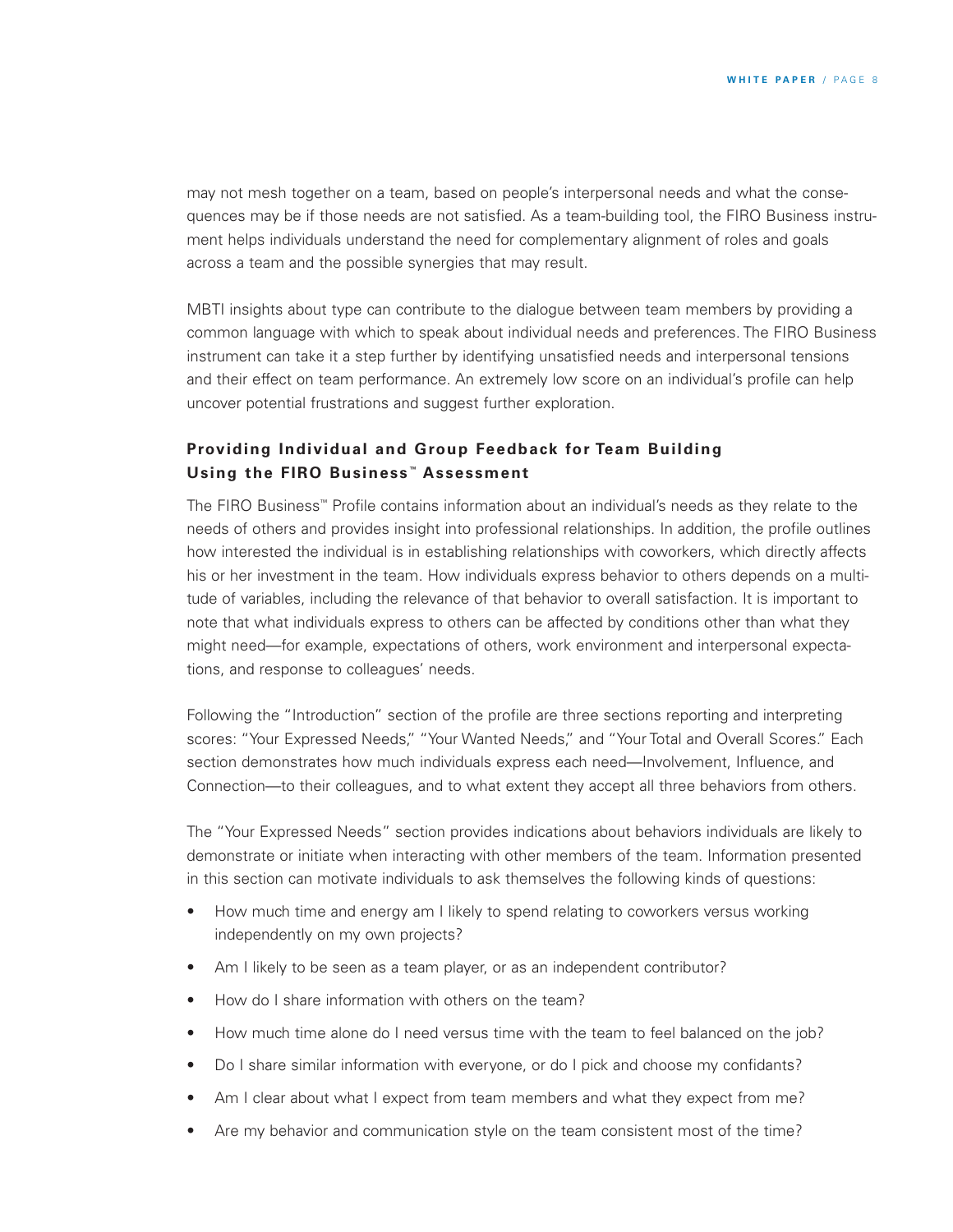may not mesh together on a team, based on people's interpersonal needs and what the consequences may be if those needs are not satisfied. As a team-building tool, the FIRO Business instrument helps individuals understand the need for complementary alignment of roles and goals across a team and the possible synergies that may result.

MBTI insights about type can contribute to the dialogue between team members by providing a common language with which to speak about individual needs and preferences. The FIRO Business instrument can take it a step further by identifying unsatisfied needs and interpersonal tensions and their effect on team performance. An extremely low score on an individual's profile can help uncover potential frustrations and suggest further exploration.

### Providing Individual and Group Feedback for Team Building Using the FIRO Business™ Assessment

The FIRO Business™ Profile contains information about an individual's needs as they relate to the needs of others and provides insight into professional relationships. In addition, the profile outlines how interested the individual is in establishing relationships with coworkers, which directly affects his or her investment in the team. How individuals express behavior to others depends on a multitude of variables, including the relevance of that behavior to overall satisfaction. It is important to note that what individuals express to others can be affected by conditions other than what they might need—for example, expectations of others, work environment and interpersonal expectations, and response to colleagues' needs.

Following the "Introduction" section of the profile are three sections reporting and interpreting scores: "Your Expressed Needs," "Your Wanted Needs," and "Your Total and Overall Scores." Each section demonstrates how much individuals express each need—Involvement, Influence, and Connection—to their colleagues, and to what extent they accept all three behaviors from others.

The "Your Expressed Needs" section provides indications about behaviors individuals are likely to demonstrate or initiate when interacting with other members of the team. Information presented in this section can motivate individuals to ask themselves the following kinds of questions:

- How much time and energy am I likely to spend relating to coworkers versus working independently on my own projects?
- Am I likely to be seen as a team player, or as an independent contributor?
- How do I share information with others on the team?
- How much time alone do I need versus time with the team to feel balanced on the job?
- Do I share similar information with everyone, or do I pick and choose my confidants?
- Am I clear about what I expect from team members and what they expect from me?
- Are my behavior and communication style on the team consistent most of the time?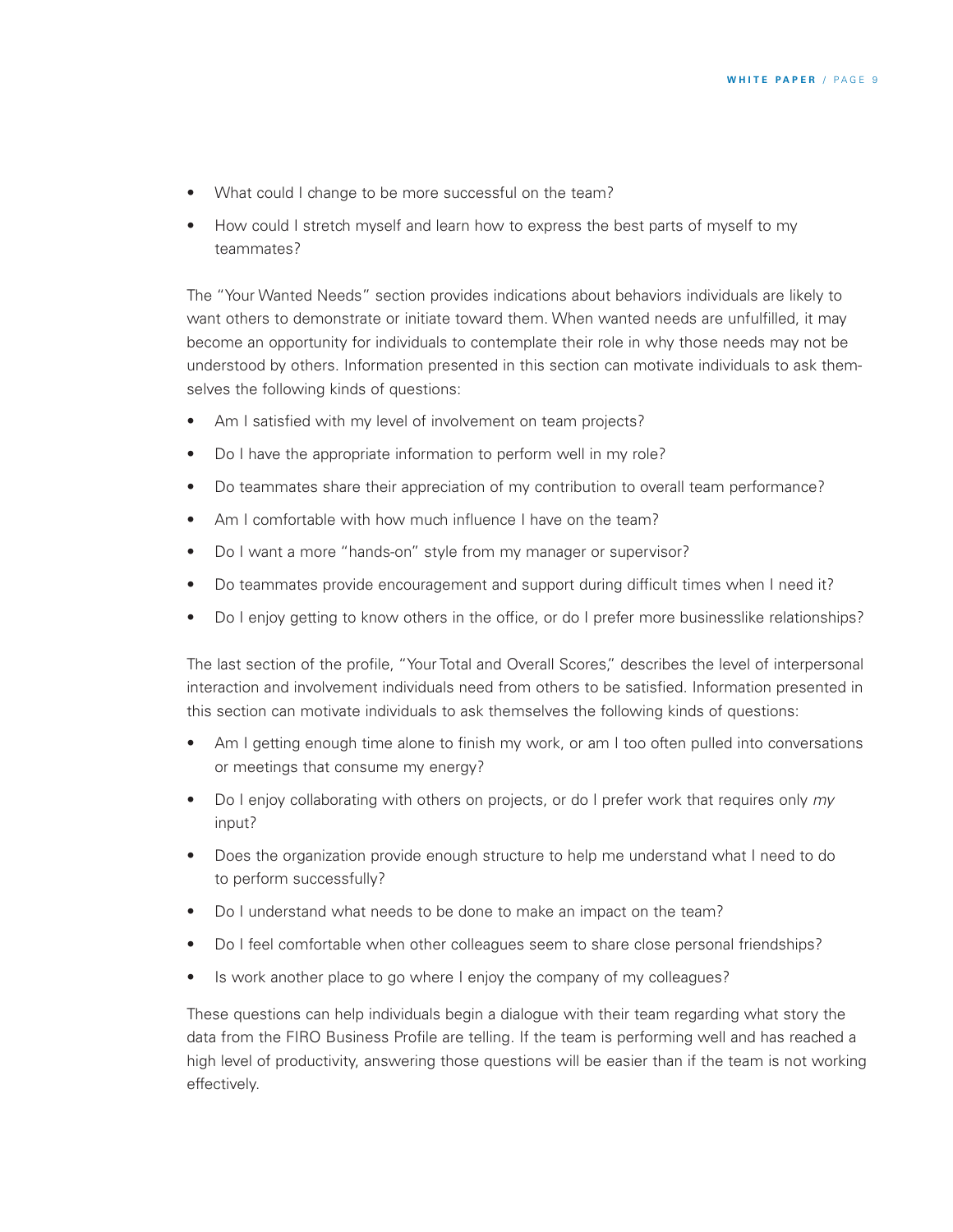- What could I change to be more successful on the team?
- How could I stretch myself and learn how to express the best parts of myself to my teammates?

The "Your Wanted Needs" section provides indications about behaviors individuals are likely to want others to demonstrate or initiate toward them. When wanted needs are unfulfilled, it may become an opportunity for individuals to contemplate their role in why those needs may not be understood by others. Information presented in this section can motivate individuals to ask themselves the following kinds of questions:

- Am I satisfied with my level of involvement on team projects?
- Do I have the appropriate information to perform well in my role?
- Do teammates share their appreciation of my contribution to overall team performance?
- Am I comfortable with how much influence I have on the team?
- Do I want a more "hands-on" style from my manager or supervisor?
- Do teammates provide encouragement and support during difficult times when I need it?
- Do I enjoy getting to know others in the office, or do I prefer more businesslike relationships?

The last section of the profile, "Your Total and Overall Scores," describes the level of interpersonal interaction and involvement individuals need from others to be satisfied. Information presented in this section can motivate individuals to ask themselves the following kinds of questions:

- Am I getting enough time alone to finish my work, or am I too often pulled into conversations or meetings that consume my energy?
- Do I enjoy collaborating with others on projects, or do I prefer work that requires only *my* input?
- Does the organization provide enough structure to help me understand what I need to do to perform successfully?
- Do I understand what needs to be done to make an impact on the team?
- Do I feel comfortable when other colleagues seem to share close personal friendships?
- Is work another place to go where I enjoy the company of my colleagues?

These questions can help individuals begin a dialogue with their team regarding what story the data from the FIRO Business Profile are telling. If the team is performing well and has reached a high level of productivity, answering those questions will be easier than if the team is not working effectively.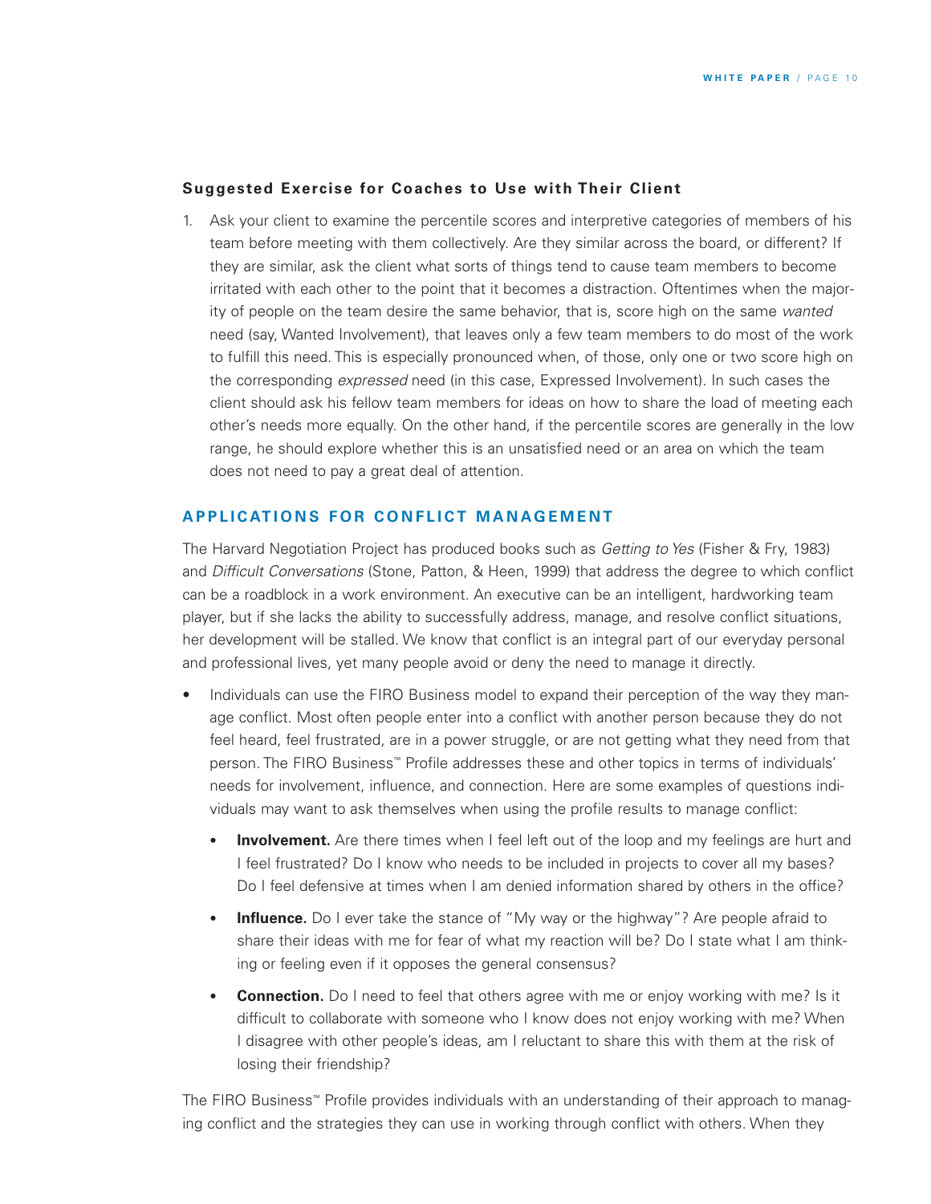### Suggested Exercise for Coaches to Use with Their Client

1. Ask your client to examine the percentile scores and interpretive categories of members of his team before meeting with them collectively. Are they similar across the board, or different? If they are similar, ask the client what sorts of things tend to cause team members to become irritated with each other to the point that it becomes a distraction. Oftentimes when the majority of people on the team desire the same behavior, that is, score high on the same *wanted* need (say, Wanted Involvement), that leaves only a few team members to do most of the work to fulfill this need. This is especially pronounced when, of those, only one or two score high on the corresponding *expressed* need (in this case, Expressed Involvement). In such cases the client should ask his fellow team members for ideas on how to share the load of meeting each other's needs more equally. On the other hand, if the percentile scores are generally in the low range, he should explore whether this is an unsatisfied need or an area on which the team does not need to pay a great deal of attention.

## APPLICATIONS FOR CONFLICT MANAGEMENT

The Harvard Negotiation Project has produced books such as *Getting to Yes* (Fisher & Fry, 1983) and *Difficult Conversations* (Stone, Patton, & Heen, 1999) that address the degree to which conflict can be a roadblock in a work environment. An executive can be an intelligent, hardworking team player, but if she lacks the ability to successfully address, manage, and resolve conflict situations, her development will be stalled. We know that conflict is an integral part of our everyday personal and professional lives, yet many people avoid or deny the need to manage it directly.

- Individuals can use the FIRO Business model to expand their perception of the way they manage conflict. Most often people enter into a conflict with another person because they do not feel heard, feel frustrated, are in a power struggle, or are not getting what they need from that person. The FIRO Business™ Profile addresses these and other topics in terms of individuals' needs for involvement, influence, and connection. Here are some examples of questions individuals may want to ask themselves when using the profile results to manage conflict:
  - **Involvement.** Are there times when I feel left out of the loop and my feelings are hurt and I feel frustrated? Do I know who needs to be included in projects to cover all my bases? Do I feel defensive at times when I am denied information shared by others in the office?
  - **Influence.** Do I ever take the stance of "My way or the highway"? Are people afraid to share their ideas with me for fear of what my reaction will be? Do I state what I am thinking or feeling even if it opposes the general consensus?
  - **Connection.** Do I need to feel that others agree with me or enjoy working with me? Is it difficult to collaborate with someone who I know does not enjoy working with me? When I disagree with other people's ideas, am I reluctant to share this with them at the risk of losing their friendship?

The FIRO Business™ Profile provides individuals with an understanding of their approach to managing conflict and the strategies they can use in working through conflict with others. When they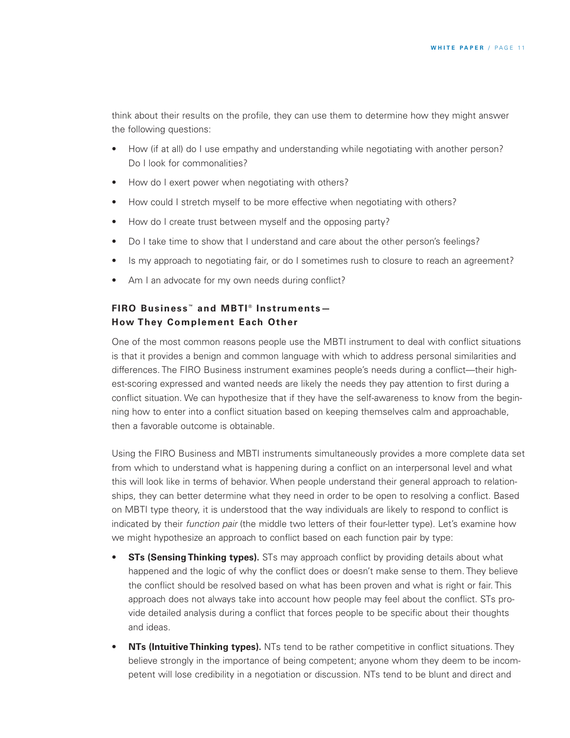think about their results on the profile, they can use them to determine how they might answer the following questions:

- How (if at all) do I use empathy and understanding while negotiating with another person? Do I look for commonalities?
- How do I exert power when negotiating with others?
- How could I stretch myself to be more effective when negotiating with others?
- How do I create trust between myself and the opposing party?
- Do I take time to show that I understand and care about the other person's feelings?
- Is my approach to negotiating fair, or do I sometimes rush to closure to reach an agreement?
- Am I an advocate for my own needs during conflict?

### FIRO Business™ and MBTI® Instruments—How They Complement Each Other

One of the most common reasons people use the MBTI instrument to deal with conflict situations is that it provides a benign and common language with which to address personal similarities and differences. The FIRO Business instrument examines people's needs during a conflict—their highest-scoring expressed and wanted needs are likely the needs they pay attention to first during a conflict situation. We can hypothesize that if they have the self-awareness to know from the beginning how to enter into a conflict situation based on keeping themselves calm and approachable, then a favorable outcome is obtainable.

Using the FIRO Business and MBTI instruments simultaneously provides a more complete data set from which to understand what is happening during a conflict on an interpersonal level and what this will look like in terms of behavior. When people understand their general approach to relationships, they can better determine what they need in order to be open to resolving a conflict. Based on MBTI type theory, it is understood that the way individuals are likely to respond to conflict is indicated by their *function pair* (the middle two letters of their four-letter type). Let's examine how we might hypothesize an approach to conflict based on each function pair by type:

- **STs (Sensing Thinking types).** STs may approach conflict by providing details about what happened and the logic of why the conflict does or doesn't make sense to them. They believe the conflict should be resolved based on what has been proven and what is right or fair. This approach does not always take into account how people may feel about the conflict. STs provide detailed analysis during a conflict that forces people to be specific about their thoughts and ideas.
- **NTs (Intuitive Thinking types).** NTs tend to be rather competitive in conflict situations. They believe strongly in the importance of being competent; anyone whom they deem to be incompetent will lose credibility in a negotiation or discussion. NTs tend to be blunt and direct and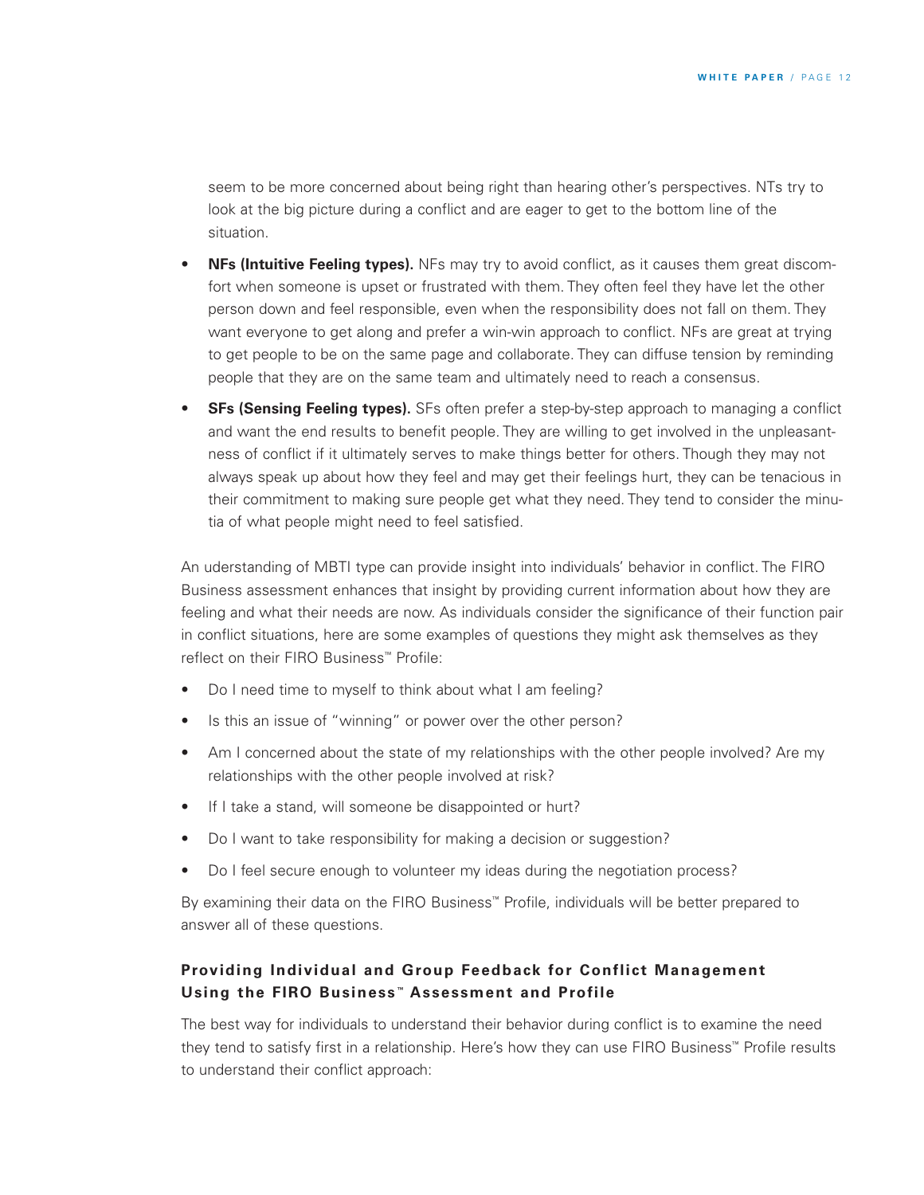seem to be more concerned about being right than hearing other's perspectives. NTs try to look at the big picture during a conflict and are eager to get to the bottom line of the situation.

- **NFs (Intuitive Feeling types).** NFs may try to avoid conflict, as it causes them great discomfort when someone is upset or frustrated with them. They often feel they have let the other person down and feel responsible, even when the responsibility does not fall on them. They want everyone to get along and prefer a win-win approach to conflict. NFs are great at trying to get people to be on the same page and collaborate. They can diffuse tension by reminding people that they are on the same team and ultimately need to reach a consensus.
- **SFs (Sensing Feeling types).** SFs often prefer a step-by-step approach to managing a conflict and want the end results to benefit people. They are willing to get involved in the unpleasantness of conflict if it ultimately serves to make things better for others. Though they may not always speak up about how they feel and may get their feelings hurt, they can be tenacious in their commitment to making sure people get what they need. They tend to consider the minutia of what people might need to feel satisfied.

An uderstanding of MBTI type can provide insight into individuals' behavior in conflict. The FIRO Business assessment enhances that insight by providing current information about how they are feeling and what their needs are now. As individuals consider the significance of their function pair in conflict situations, here are some examples of questions they might ask themselves as they reflect on their FIRO Business™ Profile:

- Do I need time to myself to think about what I am feeling?
- Is this an issue of "winning" or power over the other person?
- Am I concerned about the state of my relationships with the other people involved? Are my relationships with the other people involved at risk?
- If I take a stand, will someone be disappointed or hurt?
- Do I want to take responsibility for making a decision or suggestion?
- Do I feel secure enough to volunteer my ideas during the negotiation process?

By examining their data on the FIRO Business™ Profile, individuals will be better prepared to answer all of these questions.

### Providing Individual and Group Feedback for Conflict Management Using the FIRO Business™ Assessment and Profile

The best way for individuals to understand their behavior during conflict is to examine the need they tend to satisfy first in a relationship. Here's how they can use FIRO Business™ Profile results to understand their conflict approach: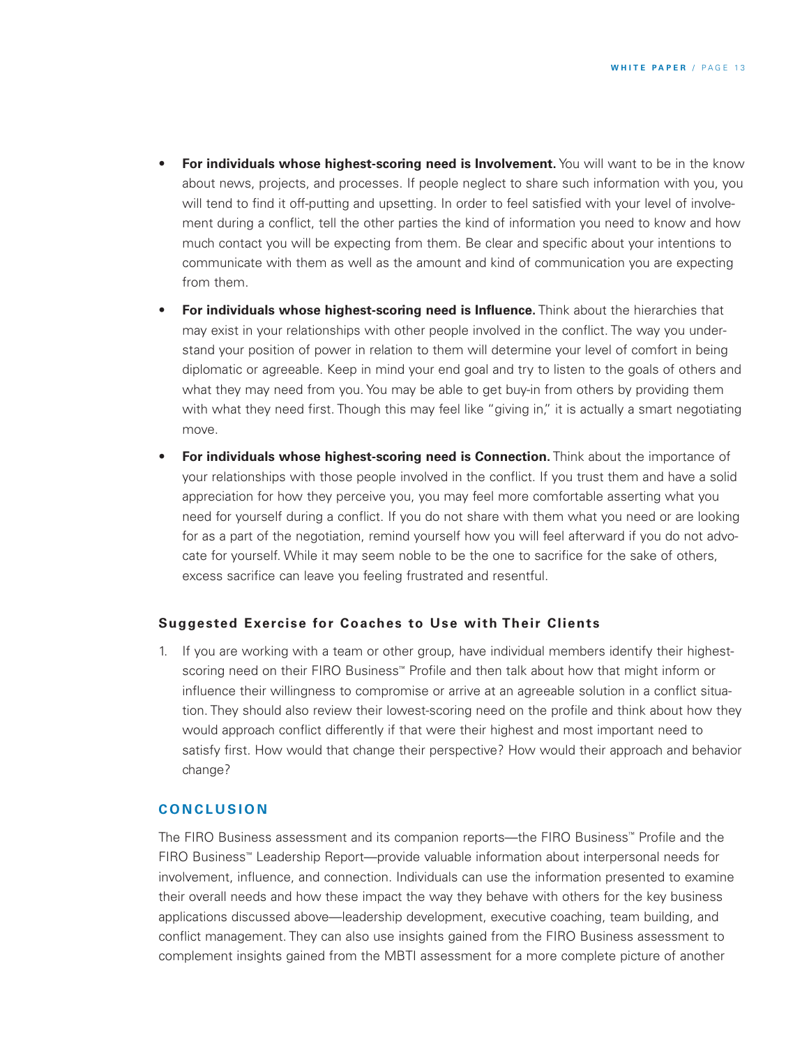- **For individuals whose highest-scoring need is Involvement.** You will want to be in the know about news, projects, and processes. If people neglect to share such information with you, you will tend to find it off-putting and upsetting. In order to feel satisfied with your level of involvement during a conflict, tell the other parties the kind of information you need to know and how much contact you will be expecting from them. Be clear and specific about your intentions to communicate with them as well as the amount and kind of communication you are expecting from them.
- **For individuals whose highest-scoring need is Influence.** Think about the hierarchies that may exist in your relationships with other people involved in the conflict. The way you understand your position of power in relation to them will determine your level of comfort in being diplomatic or agreeable. Keep in mind your end goal and try to listen to the goals of others and what they may need from you. You may be able to get buy-in from others by providing them with what they need first. Though this may feel like "giving in," it is actually a smart negotiating move.
- **For individuals whose highest-scoring need is Connection.** Think about the importance of your relationships with those people involved in the conflict. If you trust them and have a solid appreciation for how they perceive you, you may feel more comfortable asserting what you need for yourself during a conflict. If you do not share with them what you need or are looking for as a part of the negotiation, remind yourself how you will feel afterward if you do not advocate for yourself. While it may seem noble to be the one to sacrifice for the sake of others, excess sacrifice can leave you feeling frustrated and resentful.

### Suggested Exercise for Coaches to Use with Their Clients

1. If you are working with a team or other group, have individual members identify their highest-scoring need on their FIRO Business™ Profile and then talk about how that might inform or influence their willingness to compromise or arrive at an agreeable solution in a conflict situation. They should also review their lowest-scoring need on the profile and think about how they would approach conflict differently if that were their highest and most important need to satisfy first. How would that change their perspective? How would their approach and behavior change?

## CONCLUSION

The FIRO Business assessment and its companion reports—the FIRO Business™ Profile and the FIRO Business™ Leadership Report—provide valuable information about interpersonal needs for involvement, influence, and connection. Individuals can use the information presented to examine their overall needs and how these impact the way they behave with others for the key business applications discussed above—leadership development, executive coaching, team building, and conflict management. They can also use insights gained from the FIRO Business assessment to complement insights gained from the MBTI assessment for a more complete picture of another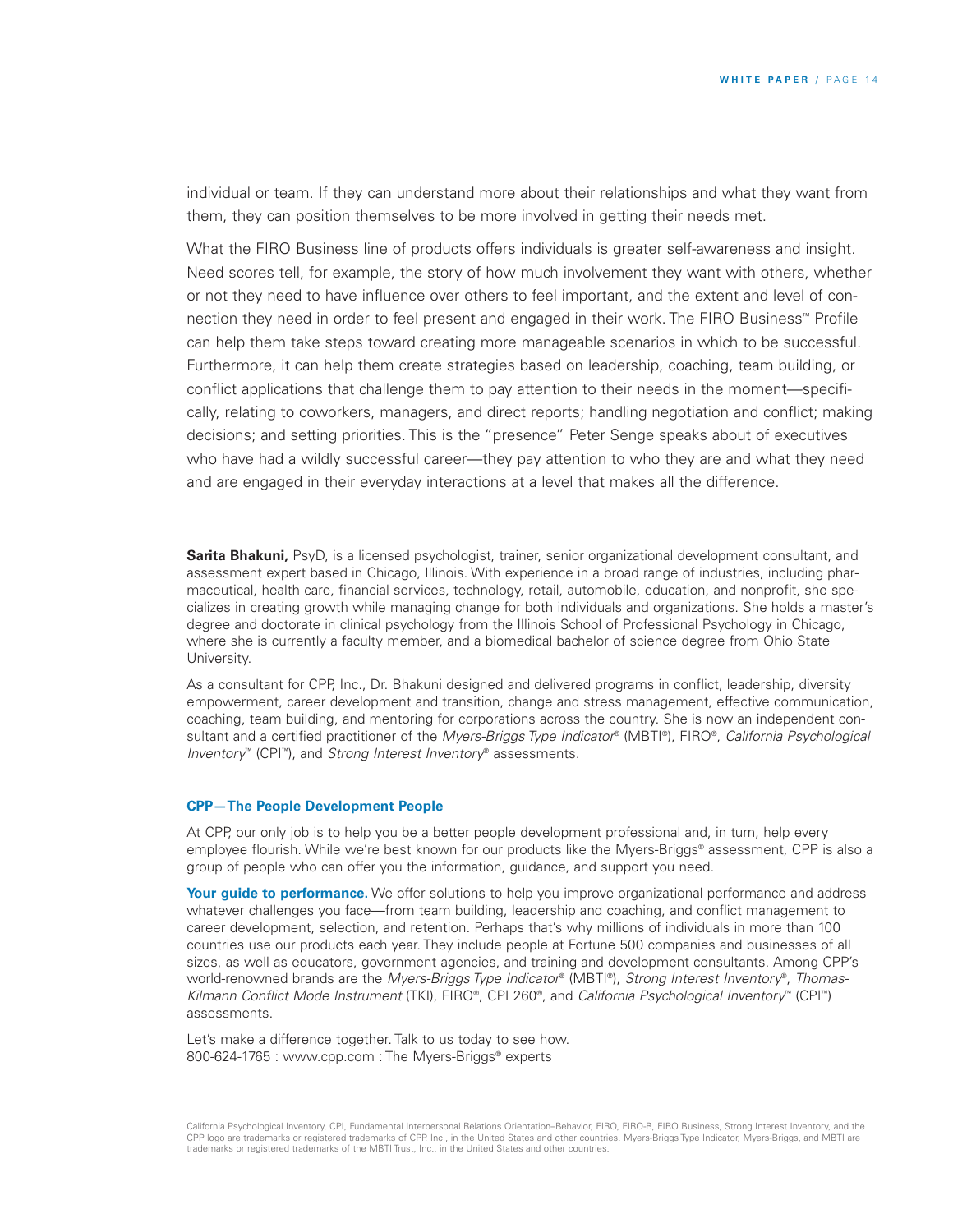individual or team. If they can understand more about their relationships and what they want from them, they can position themselves to be more involved in getting their needs met.

What the FIRO Business line of products offers individuals is greater self-awareness and insight. Need scores tell, for example, the story of how much involvement they want with others, whether or not they need to have influence over others to feel important, and the extent and level of connection they need in order to feel present and engaged in their work. The FIRO Business™ Profile can help them take steps toward creating more manageable scenarios in which to be successful. Furthermore, it can help them create strategies based on leadership, coaching, team building, or conflict applications that challenge them to pay attention to their needs in the moment—specifically, relating to coworkers, managers, and direct reports; handling negotiation and conflict; making decisions; and setting priorities. This is the "presence" Peter Senge speaks about of executives who have had a wildly successful career—they pay attention to who they are and what they need and are engaged in their everyday interactions at a level that makes all the difference.

**Sarita Bhakuni,** PsyD, is a licensed psychologist, trainer, senior organizational development consultant, and assessment expert based in Chicago, Illinois. With experience in a broad range of industries, including pharmaceutical, health care, financial services, technology, retail, automobile, education, and nonprofit, she specializes in creating growth while managing change for both individuals and organizations. She holds a master's degree and doctorate in clinical psychology from the Illinois School of Professional Psychology in Chicago, where she is currently a faculty member, and a biomedical bachelor of science degree from Ohio State University.

As a consultant for CPP, Inc., Dr. Bhakuni designed and delivered programs in conflict, leadership, diversity empowerment, career development and transition, change and stress management, effective communication, coaching, team building, and mentoring for corporations across the country. She is now an independent consultant and a certified practitioner of the *Myers-Briggs Type Indicator*® (MBTI®), FIRO®, *California Psychological Inventory*™ (CPI™), and *Strong Interest Inventory*® assessments.

## CPP—The People Development People

At CPP, our only job is to help you be a better people development professional and, in turn, help every employee flourish. While we're best known for our products like the Myers-Briggs® assessment, CPP is also a group of people who can offer you the information, guidance, and support you need.

**Your guide to performance.** We offer solutions to help you improve organizational performance and address whatever challenges you face—from team building, leadership and coaching, and conflict management to career development, selection, and retention. Perhaps that's why millions of individuals in more than 100 countries use our products each year. They include people at Fortune 500 companies and businesses of all sizes, as well as educators, government agencies, and training and development consultants. Among CPP's world-renowned brands are the *Myers-Briggs Type Indicator*® (MBTI®), *Strong Interest Inventory*®, *Thomas-Kilmann Conflict Mode Instrument* (TKI), FIRO®, CPI 260®, and *California Psychological Inventory*™ (CPI™) assessments.

Let's make a difference together. Talk to us today to see how.
800-624-1765 : www.cpp.com : The Myers-Briggs® experts

California Psychological Inventory, CPI, Fundamental Interpersonal Relations Orientation–Behavior, FIRO, FIRO-B, FIRO Business, Strong Interest Inventory, and the CPP logo are trademarks or registered trademarks of CPP, Inc., in the United States and other countries. Myers-Briggs Type Indicator, Myers-Briggs, and MBTI are trademarks or registered trademarks of the MBTI Trust, Inc., in the United States and other countries.